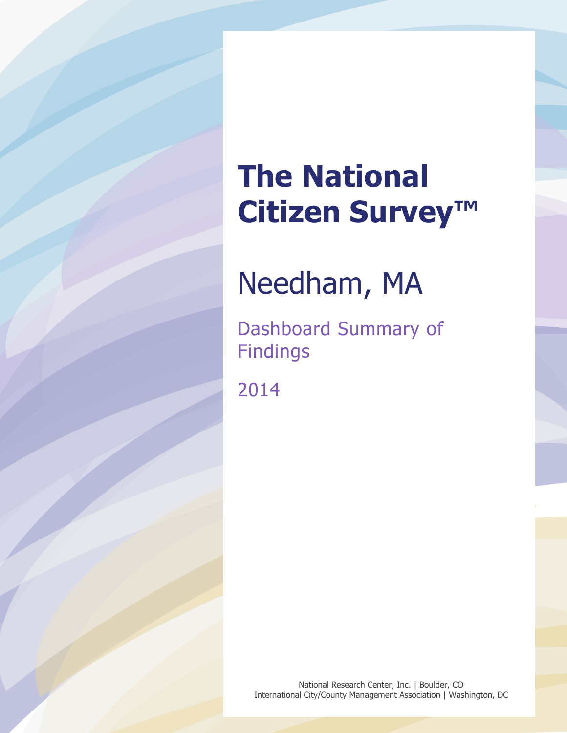# The National Citizen Survey™

## Needham, MA

### Dashboard Summary of Findings

2014

National Research Center, Inc. | Boulder, CO
International City/County Management Association | Washington, DC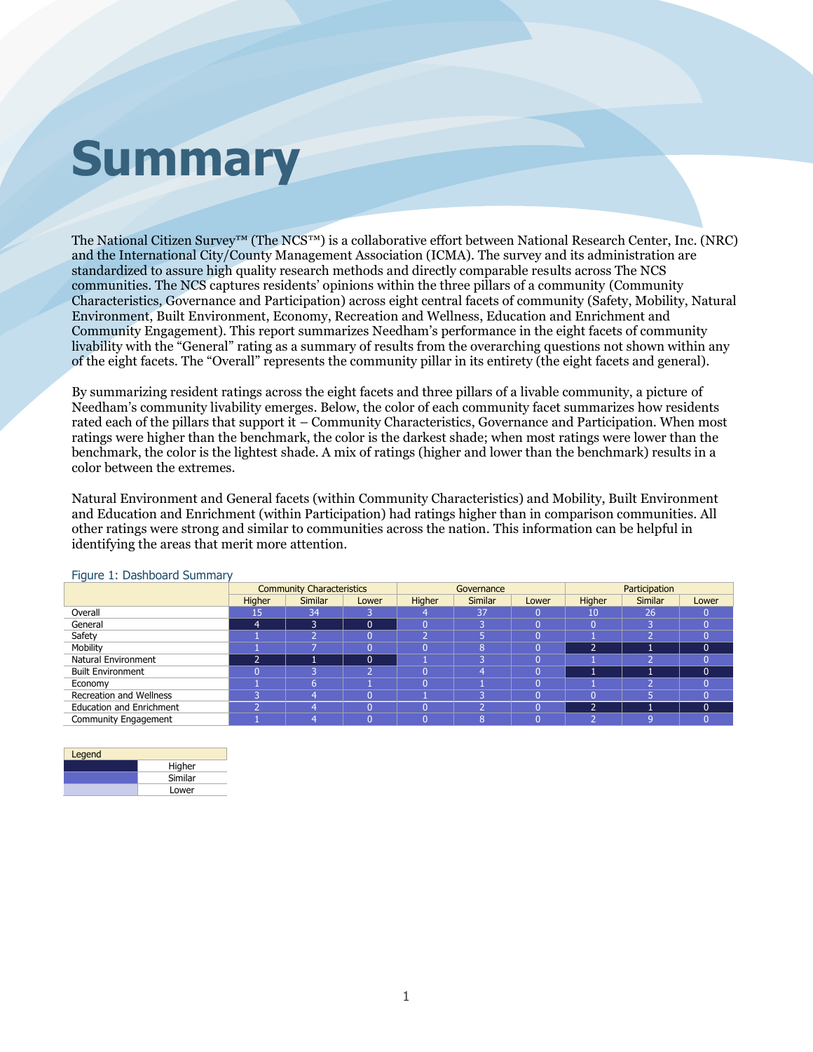# Summary

The National Citizen Survey™ (The NCS™) is a collaborative effort between National Research Center, Inc. (NRC) and the International City/County Management Association (ICMA). The survey and its administration are standardized to assure high quality research methods and directly comparable results across The NCS communities. The NCS captures residents' opinions within the three pillars of a community (Community Characteristics, Governance and Participation) across eight central facets of community (Safety, Mobility, Natural Environment, Built Environment, Economy, Recreation and Wellness, Education and Enrichment and Community Engagement). This report summarizes Needham's performance in the eight facets of community livability with the "General" rating as a summary of results from the overarching questions not shown within any of the eight facets. The "Overall" represents the community pillar in its entirety (the eight facets and general).

By summarizing resident ratings across the eight facets and three pillars of a livable community, a picture of Needham's community livability emerges. Below, the color of each community facet summarizes how residents rated each of the pillars that support it – Community Characteristics, Governance and Participation. When most ratings were higher than the benchmark, the color is the darkest shade; when most ratings were lower than the benchmark, the color is the lightest shade. A mix of ratings (higher and lower than the benchmark) results in a color between the extremes.

Natural Environment and General facets (within Community Characteristics) and Mobility, Built Environment and Education and Enrichment (within Participation) had ratings higher than in comparison communities. All other ratings were strong and similar to communities across the nation. This information can be helpful in identifying the areas that merit more attention.

Figure 1: Dashboard Summary

| | Community Characteristics | | | Governance | | | Participation | | |
|---|---|---|---|---|---|---|---|---|---|
| | Higher | Similar | Lower | Higher | Similar | Lower | Higher | Similar | Lower |
| Overall | 15 | 34 | 3 | 4 | 37 | 0 | 10 | 26 | 0 |
| General | 4 | 3 | 0 | 0 | 3 | 0 | 0 | 3 | 0 |
| Safety | 1 | 2 | 0 | 2 | 5 | 0 | 1 | 2 | 0 |
| Mobility | 1 | 7 | 0 | 0 | 8 | 0 | 2 | 1 | 0 |
| Natural Environment | 2 | 1 | 0 | 1 | 3 | 0 | 1 | 2 | 0 |
| Built Environment | 0 | 3 | 2 | 0 | 4 | 0 | 1 | 1 | 0 |
| Economy | 1 | 6 | 1 | 0 | 1 | 0 | 1 | 2 | 0 |
| Recreation and Wellness | 3 | 4 | 0 | 1 | 3 | 0 | 0 | 5 | 0 |
| Education and Enrichment | 2 | 4 | 0 | 0 | 2 | 0 | 2 | 1 | 0 |
| Community Engagement | 1 | 4 | 0 | 0 | 8 | 0 | 2 | 9 | 0 |

| Legend | |
|---|---|
| | Higher |
| | Similar |
| | Lower |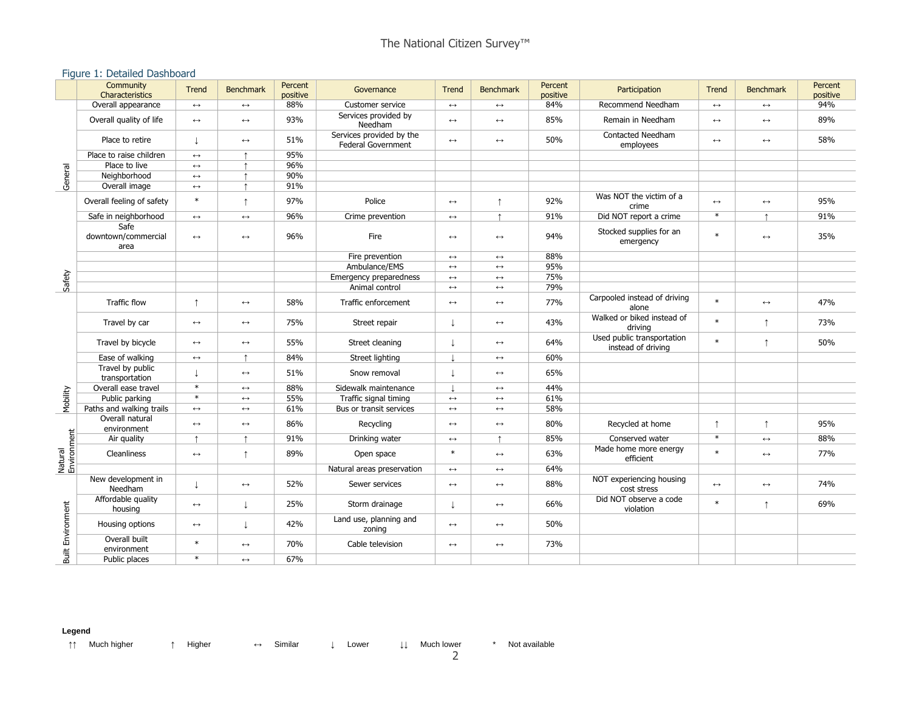### Figure 1: Detailed Dashboard

| | Community Characteristics | Trend | Benchmark | Percent positive | Governance | Trend | Benchmark | Percent positive | Participation | Trend | Benchmark | Percent positive |
|---|---|---|---|---|---|---|---|---|---|---|---|---|
| General | Overall appearance | ↔ | ↔ | 88% | Customer service | ↔ | ↔ | 84% | Recommend Needham | ↔ | ↔ | 94% |
| | Overall quality of life | ↔ | ↔ | 93% | Services provided by Needham | ↔ | ↔ | 85% | Remain in Needham | ↔ | ↔ | 89% |
| | Place to retire | ↓ | ↔ | 51% | Services provided by the Federal Government | ↔ | ↔ | 50% | Contacted Needham employees | ↔ | ↔ | 58% |
| | Place to raise children | ↔ | ↑ | 95% | | | | | | | | |
| | Place to live | ↔ | ↑ | 96% | | | | | | | | |
| | Neighborhood | ↔ | ↑ | 90% | | | | | | | | |
| | Overall image | ↔ | ↑ | 91% | | | | | | | | |
| Safety | Overall feeling of safety | * | ↑ | 97% | Police | ↔ | ↑ | 92% | Was NOT the victim of a crime | ↔ | ↔ | 95% |
| | Safe in neighborhood | ↔ | ↔ | 96% | Crime prevention | ↔ | ↑ | 91% | Did NOT report a crime | * | ↑ | 91% |
| | Safe downtown/commercial area | ↔ | ↔ | 96% | Fire | ↔ | ↔ | 94% | Stocked supplies for an emergency | * | ↔ | 35% |
| | | | | | Fire prevention | ↔ | ↔ | 88% | | | | |
| | | | | | Ambulance/EMS | ↔ | ↔ | 95% | | | | |
| | | | | | Emergency preparedness | ↔ | ↔ | 75% | | | | |
| | | | | | Animal control | ↔ | ↔ | 79% | | | | |
| Mobility | Traffic flow | ↑ | ↔ | 58% | Traffic enforcement | ↔ | ↔ | 77% | Carpooled instead of driving alone | * | ↔ | 47% |
| | Travel by car | ↔ | ↔ | 75% | Street repair | ↓ | ↔ | 43% | Walked or biked instead of driving | * | ↑ | 73% |
| | Travel by bicycle | ↔ | ↔ | 55% | Street cleaning | ↓ | ↔ | 64% | Used public transportation instead of driving | * | ↑ | 50% |
| | Ease of walking | ↔ | ↑ | 84% | Street lighting | ↓ | ↔ | 60% | | | | |
| | Travel by public transportation | ↓ | ↔ | 51% | Snow removal | ↓ | ↔ | 65% | | | | |
| | Overall ease travel | * | ↔ | 88% | Sidewalk maintenance | ↓ | ↔ | 44% | | | | |
| | Public parking | * | ↔ | 55% | Traffic signal timing | ↔ | ↔ | 61% | | | | |
| | Paths and walking trails | ↔ | ↔ | 61% | Bus or transit services | ↔ | ↔ | 58% | | | | |
| Natural Environment | Overall natural environment | ↔ | ↔ | 86% | Recycling | ↔ | ↔ | 80% | Recycled at home | ↑ | ↑ | 95% |
| | Air quality | ↑ | ↑ | 91% | Drinking water | ↔ | ↑ | 85% | Conserved water | * | ↔ | 88% |
| | Cleanliness | ↔ | ↑ | 89% | Open space | * | ↔ | 63% | Made home more energy efficient | * | ↔ | 77% |
| | | | | | Natural areas preservation | ↔ | ↔ | 64% | | | | |
| Built Environment | New development in Needham | ↓ | ↔ | 52% | Sewer services | ↔ | ↔ | 88% | NOT experiencing housing cost stress | ↔ | ↔ | 74% |
| | Affordable quality housing | ↔ | ↓ | 25% | Storm drainage | ↓ | ↔ | 66% | Did NOT observe a code violation | * | ↑ | 69% |
| | Housing options | ↔ | ↓ | 42% | Land use, planning and zoning | ↔ | ↔ | 50% | | | | |
| | Overall built environment | * | ↔ | 70% | Cable television | ↔ | ↔ | 73% | | | | |
| | Public places | * | ↔ | 67% | | | | | | | | |

**Legend**

↑↑ Much higher    ↑ Higher    ↔ Similar    ↓ Lower    ↓↓ Much lower    * Not available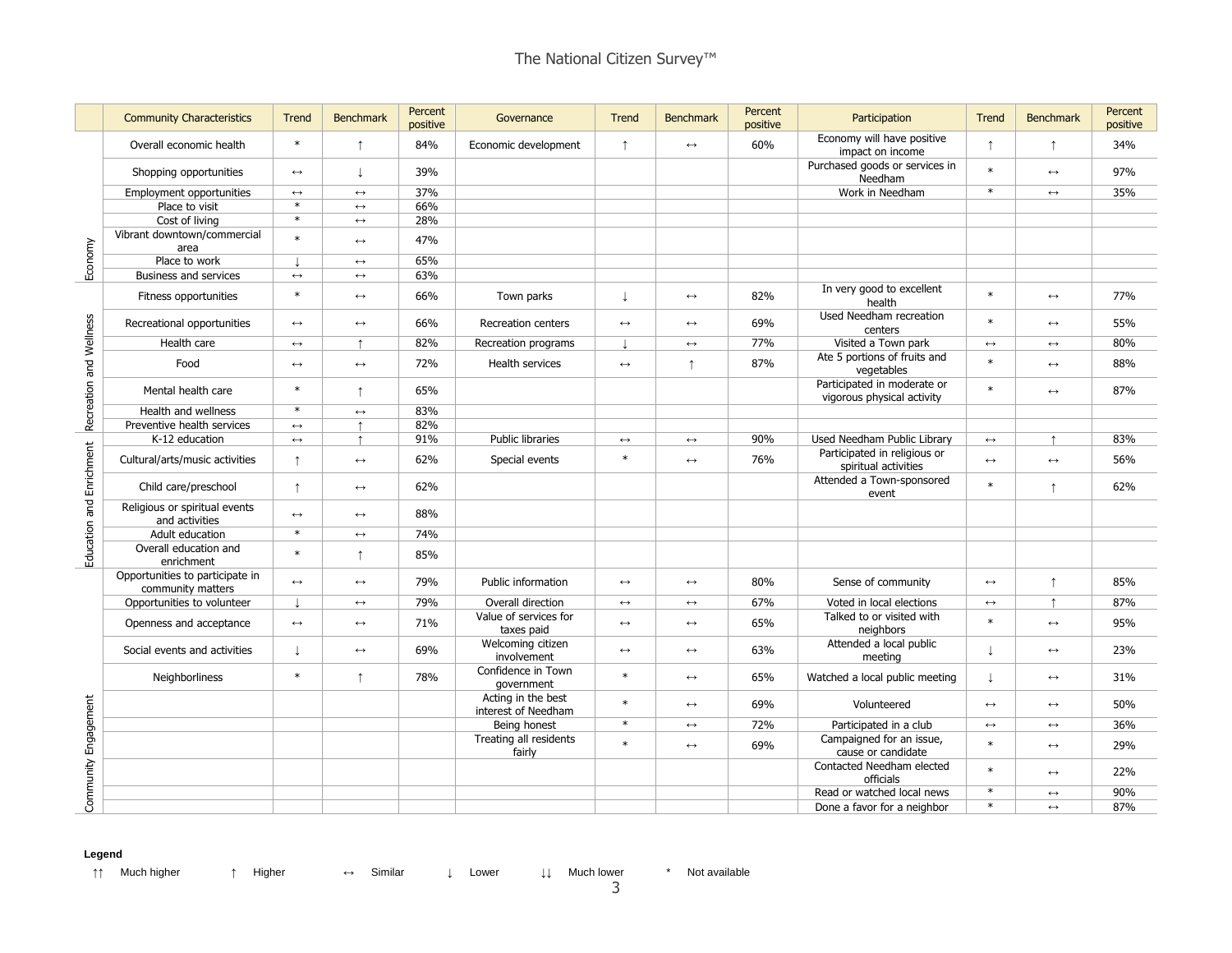| | Community Characteristics | Trend | Benchmark | Percent positive | Governance | Trend | Benchmark | Percent positive | Participation | Trend | Benchmark | Percent positive |
|---|---|---|---|---|---|---|---|---|---|---|---|---|
| Economy | Overall economic health | * | ↑ | 84% | Economic development | ↑ | ↔ | 60% | Economy will have positive impact on income | ↑ | ↑ | 34% |
| | Shopping opportunities | ↔ | ↓ | 39% | | | | | Purchased goods or services in Needham | * | ↔ | 97% |
| | Employment opportunities | ↔ | ↔ | 37% | | | | | Work in Needham | * | ↔ | 35% |
| | Place to visit | * | ↔ | 66% | | | | | | | | |
| | Cost of living | * | ↔ | 28% | | | | | | | | |
| | Vibrant downtown/commercial area | * | ↔ | 47% | | | | | | | | |
| | Place to work | ↓ | ↔ | 65% | | | | | | | | |
| | Business and services | ↔ | ↔ | 63% | | | | | | | | |
| Recreation and Wellness | Fitness opportunities | * | ↔ | 66% | Town parks | ↓ | ↔ | 82% | In very good to excellent health | * | ↔ | 77% |
| | Recreational opportunities | ↔ | ↔ | 66% | Recreation centers | ↔ | ↔ | 69% | Used Needham recreation centers | * | ↔ | 55% |
| | Health care | ↔ | ↑ | 82% | Recreation programs | ↓ | ↔ | 77% | Visited a Town park | ↔ | ↔ | 80% |
| | Food | ↔ | ↔ | 72% | Health services | ↔ | ↑ | 87% | Ate 5 portions of fruits and vegetables | * | ↔ | 88% |
| | Mental health care | * | ↑ | 65% | | | | | Participated in moderate or vigorous physical activity | * | ↔ | 87% |
| | Health and wellness | * | ↔ | 83% | | | | | | | | |
| | Preventive health services | ↔ | ↑ | 82% | | | | | | | | |
| Education and Enrichment | K-12 education | ↔ | ↑ | 91% | Public libraries | ↔ | ↔ | 90% | Used Needham Public Library | ↔ | ↑ | 83% |
| | Cultural/arts/music activities | ↑ | ↔ | 62% | Special events | * | ↔ | 76% | Participated in religious or spiritual activities | ↔ | ↔ | 56% |
| | Child care/preschool | ↑ | ↔ | 62% | | | | | Attended a Town-sponsored event | * | ↑ | 62% |
| | Religious or spiritual events and activities | ↔ | ↔ | 88% | | | | | | | | |
| | Adult education | * | ↔ | 74% | | | | | | | | |
| | Overall education and enrichment | * | ↑ | 85% | | | | | | | | |
| Community Engagement | Opportunities to participate in community matters | ↔ | ↔ | 79% | Public information | ↔ | ↔ | 80% | Sense of community | ↔ | ↑ | 85% |
| | Opportunities to volunteer | ↓ | ↔ | 79% | Overall direction | ↔ | ↔ | 67% | Voted in local elections | ↔ | ↑ | 87% |
| | Openness and acceptance | ↔ | ↔ | 71% | Value of services for taxes paid | ↔ | ↔ | 65% | Talked to or visited with neighbors | * | ↔ | 95% |
| | Social events and activities | ↓ | ↔ | 69% | Welcoming citizen involvement | ↔ | ↔ | 63% | Attended a local public meeting | ↓ | ↔ | 23% |
| | Neighborliness | * | ↑ | 78% | Confidence in Town government | * | ↔ | 65% | Watched a local public meeting | ↓ | ↔ | 31% |
| | | | | | Acting in the best interest of Needham | * | ↔ | 69% | Volunteered | ↔ | ↔ | 50% |
| | | | | | Being honest | * | ↔ | 72% | Participated in a club | ↔ | ↔ | 36% |
| | | | | | Treating all residents fairly | * | ↔ | 69% | Campaigned for an issue, cause or candidate | * | ↔ | 29% |
| | | | | | | | | | Contacted Needham elected officials | * | ↔ | 22% |
| | | | | | | | | | Read or watched local news | * | ↔ | 90% |
| | | | | | | | | | Done a favor for a neighbor | * | ↔ | 87% |

**Legend**

↑↑ Much higher ↑ Higher ↔ Similar ↓ Lower ↓↓ Much lower * Not available